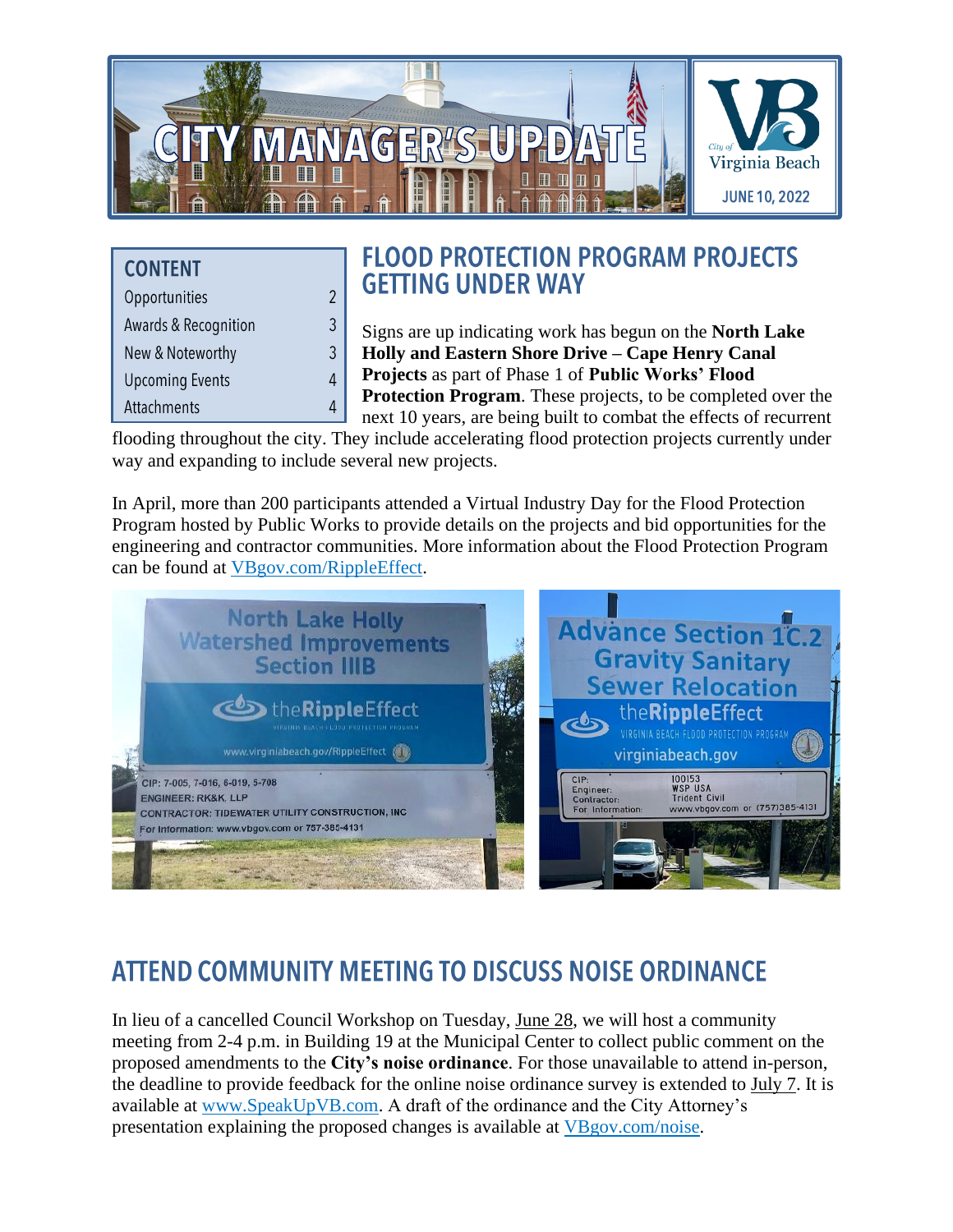# CITY MANAGER'S UPDATE

City of Virginia Beach

JUNE 10, 2022

## CONTENT

| | |
|---|---|
| Opportunities | 2 |
| Awards & Recognition | 3 |
| New & Noteworthy | 3 |
| Upcoming Events | 4 |
| Attachments | 4 |

## FLOOD PROTECTION PROGRAM PROJECTS GETTING UNDER WAY

Signs are up indicating work has begun on the **North Lake Holly and Eastern Shore Drive – Cape Henry Canal Projects** as part of Phase 1 of **Public Works' Flood Protection Program**. These projects, to be completed over the next 10 years, are being built to combat the effects of recurrent flooding throughout the city. They include accelerating flood protection projects currently under way and expanding to include several new projects.

In April, more than 200 participants attended a Virtual Industry Day for the Flood Protection Program hosted by Public Works to provide details on the projects and bid opportunities for the engineering and contractor communities. More information about the Flood Protection Program can be found at [VBgov.com/RippleEffect](VBgov.com/RippleEffect).

## ATTEND COMMUNITY MEETING TO DISCUSS NOISE ORDINANCE

In lieu of a cancelled Council Workshop on Tuesday, June 28, we will host a community meeting from 2-4 p.m. in Building 19 at the Municipal Center to collect public comment on the proposed amendments to the **City's noise ordinance**. For those unavailable to attend in-person, the deadline to provide feedback for the online noise ordinance survey is extended to July 7. It is available at [www.SpeakUpVB.com](www.SpeakUpVB.com). A draft of the ordinance and the City Attorney's presentation explaining the proposed changes is available at [VBgov.com/noise](VBgov.com/noise).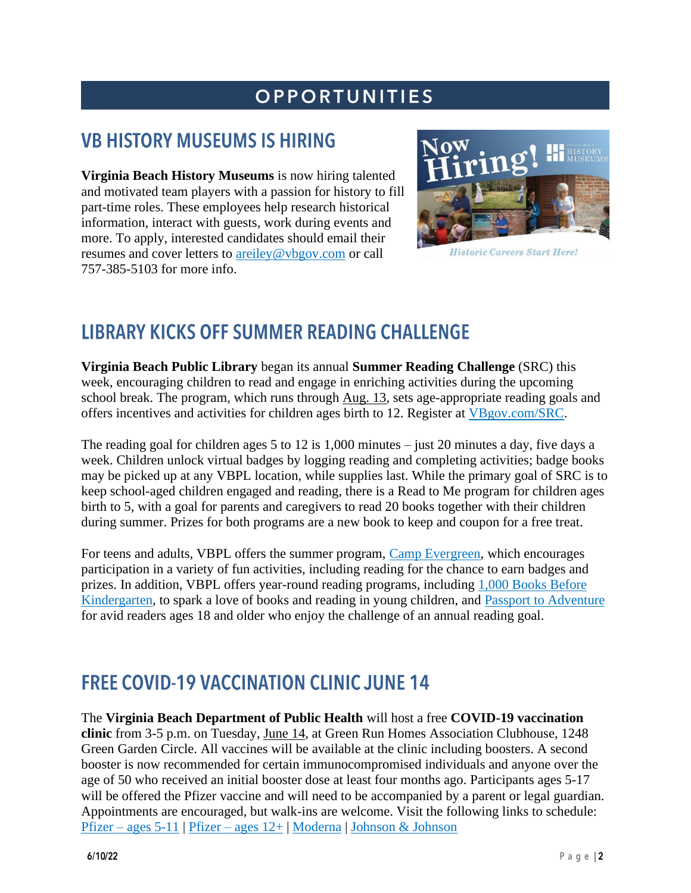# OPPORTUNITIES

## VB HISTORY MUSEUMS IS HIRING

**Virginia Beach History Museums** is now hiring talented and motivated team players with a passion for history to fill part-time roles. These employees help research historical information, interact with guests, work during events and more. To apply, interested candidates should email their resumes and cover letters to areiley@vbgov.com or call 757-385-5103 for more info.

## LIBRARY KICKS OFF SUMMER READING CHALLENGE

**Virginia Beach Public Library** began its annual **Summer Reading Challenge** (SRC) this week, encouraging children to read and engage in enriching activities during the upcoming school break. The program, which runs through Aug. 13, sets age-appropriate reading goals and offers incentives and activities for children ages birth to 12. Register at VBgov.com/SRC.

The reading goal for children ages 5 to 12 is 1,000 minutes – just 20 minutes a day, five days a week. Children unlock virtual badges by logging reading and completing activities; badge books may be picked up at any VBPL location, while supplies last. While the primary goal of SRC is to keep school-aged children engaged and reading, there is a Read to Me program for children ages birth to 5, with a goal for parents and caregivers to read 20 books together with their children during summer. Prizes for both programs are a new book to keep and coupon for a free treat.

For teens and adults, VBPL offers the summer program, Camp Evergreen, which encourages participation in a variety of fun activities, including reading for the chance to earn badges and prizes. In addition, VBPL offers year-round reading programs, including 1,000 Books Before Kindergarten, to spark a love of books and reading in young children, and Passport to Adventure for avid readers ages 18 and older who enjoy the challenge of an annual reading goal.

## FREE COVID-19 VACCINATION CLINIC JUNE 14

The **Virginia Beach Department of Public Health** will host a free **COVID-19 vaccination clinic** from 3-5 p.m. on Tuesday, June 14, at Green Run Homes Association Clubhouse, 1248 Green Garden Circle. All vaccines will be available at the clinic including boosters. A second booster is now recommended for certain immunocompromised individuals and anyone over the age of 50 who received an initial booster dose at least four months ago. Participants ages 5-17 will be offered the Pfizer vaccine and will need to be accompanied by a parent or legal guardian. Appointments are encouraged, but walk-ins are welcome. Visit the following links to schedule: Pfizer – ages 5-11 | Pfizer – ages 12+ | Moderna | Johnson & Johnson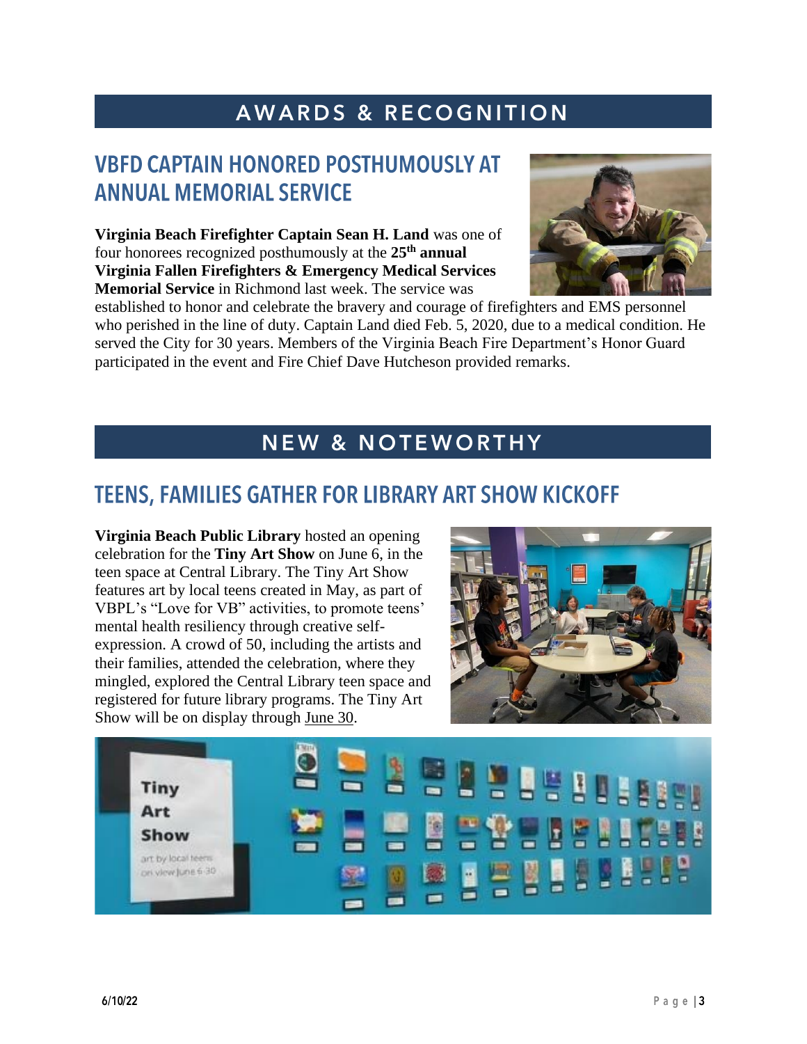# AWARDS & RECOGNITION

## VBFD CAPTAIN HONORED POSTHUMOUSLY AT ANNUAL MEMORIAL SERVICE

**Virginia Beach Firefighter Captain Sean H. Land** was one of four honorees recognized posthumously at the **25th annual Virginia Fallen Firefighters & Emergency Medical Services Memorial Service** in Richmond last week. The service was established to honor and celebrate the bravery and courage of firefighters and EMS personnel who perished in the line of duty. Captain Land died Feb. 5, 2020, due to a medical condition. He served the City for 30 years. Members of the Virginia Beach Fire Department's Honor Guard participated in the event and Fire Chief Dave Hutcheson provided remarks.

# NEW & NOTEWORTHY

## TEENS, FAMILIES GATHER FOR LIBRARY ART SHOW KICKOFF

**Virginia Beach Public Library** hosted an opening celebration for the **Tiny Art Show** on June 6, in the teen space at Central Library. The Tiny Art Show features art by local teens created in May, as part of VBPL's "Love for VB" activities, to promote teens' mental health resiliency through creative self-expression. A crowd of 50, including the artists and their families, attended the celebration, where they mingled, explored the Central Library teen space and registered for future library programs. The Tiny Art Show will be on display through June 30.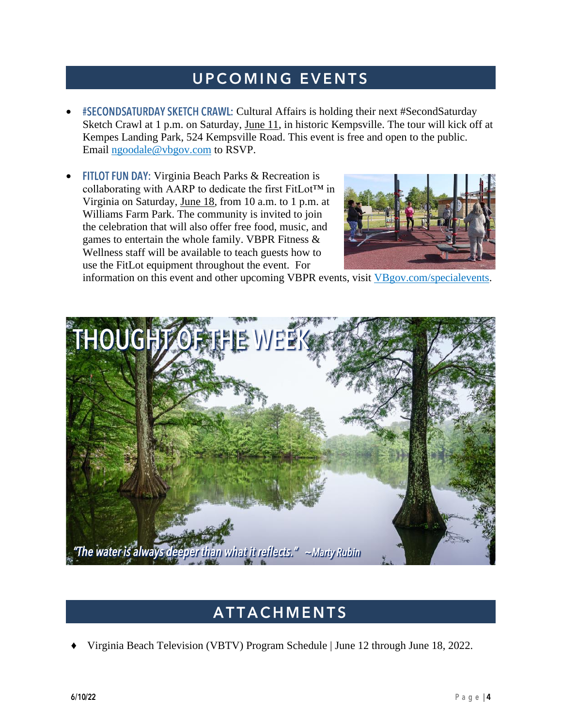## UPCOMING EVENTS

- **#SECONDSATURDAY SKETCH CRAWL:** Cultural Affairs is holding their next #SecondSaturday Sketch Crawl at 1 p.m. on Saturday, June 11, in historic Kempsville. The tour will kick off at Kempes Landing Park, 524 Kempsville Road. This event is free and open to the public. Email ngoodale@vbgov.com to RSVP.
- **FITLOT FUN DAY:** Virginia Beach Parks & Recreation is collaborating with AARP to dedicate the first FitLot™ in Virginia on Saturday, June 18, from 10 a.m. to 1 p.m. at Williams Farm Park. The community is invited to join the celebration that will also offer free food, music, and games to entertain the whole family. VBPR Fitness & Wellness staff will be available to teach guests how to use the FitLot equipment throughout the event. For information on this event and other upcoming VBPR events, visit VBgov.com/specialevents.

## THOUGHT OF THE WEEK

*"The water is always deeper than what it reflects." ~Marty Rubin*

## ATTACHMENTS

- Virginia Beach Television (VBTV) Program Schedule | June 12 through June 18, 2022.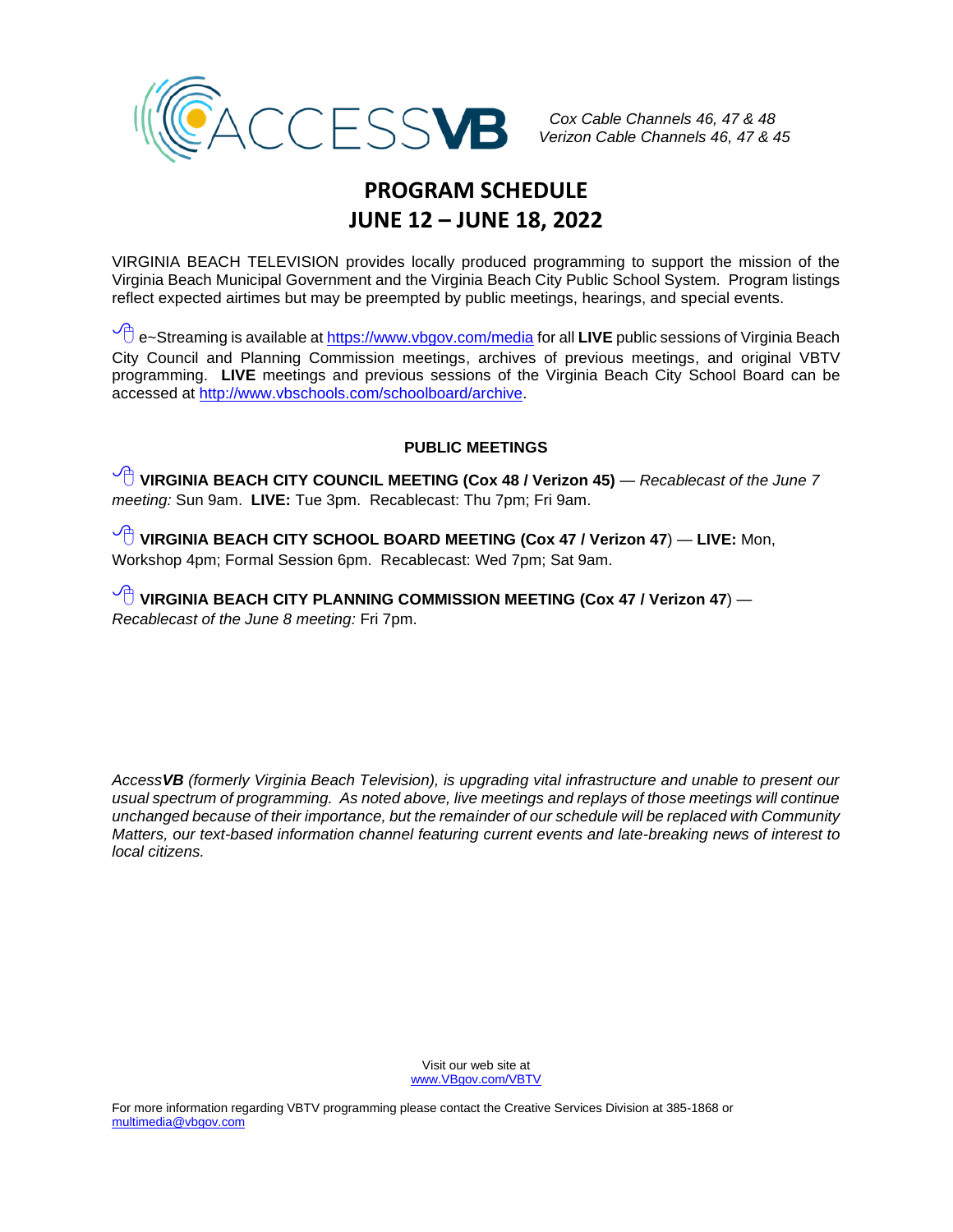Cox Cable Channels 46, 47 & 48
Verizon Cable Channels 46, 47 & 45

# PROGRAM SCHEDULE
# JUNE 12 – JUNE 18, 2022

VIRGINIA BEACH TELEVISION provides locally produced programming to support the mission of the Virginia Beach Municipal Government and the Virginia Beach City Public School System. Program listings reflect expected airtimes but may be preempted by public meetings, hearings, and special events.

e~Streaming is available at https://www.vbgov.com/media for all **LIVE** public sessions of Virginia Beach City Council and Planning Commission meetings, archives of previous meetings, and original VBTV programming. **LIVE** meetings and previous sessions of the Virginia Beach City School Board can be accessed at http://www.vbschools.com/schoolboard/archive.

## PUBLIC MEETINGS

**VIRGINIA BEACH CITY COUNCIL MEETING (Cox 48 / Verizon 45)** — *Recablecast of the June 7 meeting:* Sun 9am. **LIVE:** Tue 3pm. Recablecast: Thu 7pm; Fri 9am.

**VIRGINIA BEACH CITY SCHOOL BOARD MEETING (Cox 47 / Verizon 47**) — **LIVE:** Mon, Workshop 4pm; Formal Session 6pm. Recablecast: Wed 7pm; Sat 9am.

**VIRGINIA BEACH CITY PLANNING COMMISSION MEETING (Cox 47 / Verizon 47**) — *Recablecast of the June 8 meeting:* Fri 7pm.

*Access**VB** (formerly Virginia Beach Television), is upgrading vital infrastructure and unable to present our usual spectrum of programming. As noted above, live meetings and replays of those meetings will continue unchanged because of their importance, but the remainder of our schedule will be replaced with Community Matters, our text-based information channel featuring current events and late-breaking news of interest to local citizens.*

Visit our web site at
www.VBgov.com/VBTV

For more information regarding VBTV programming please contact the Creative Services Division at 385-1868 or multimedia@vbgov.com